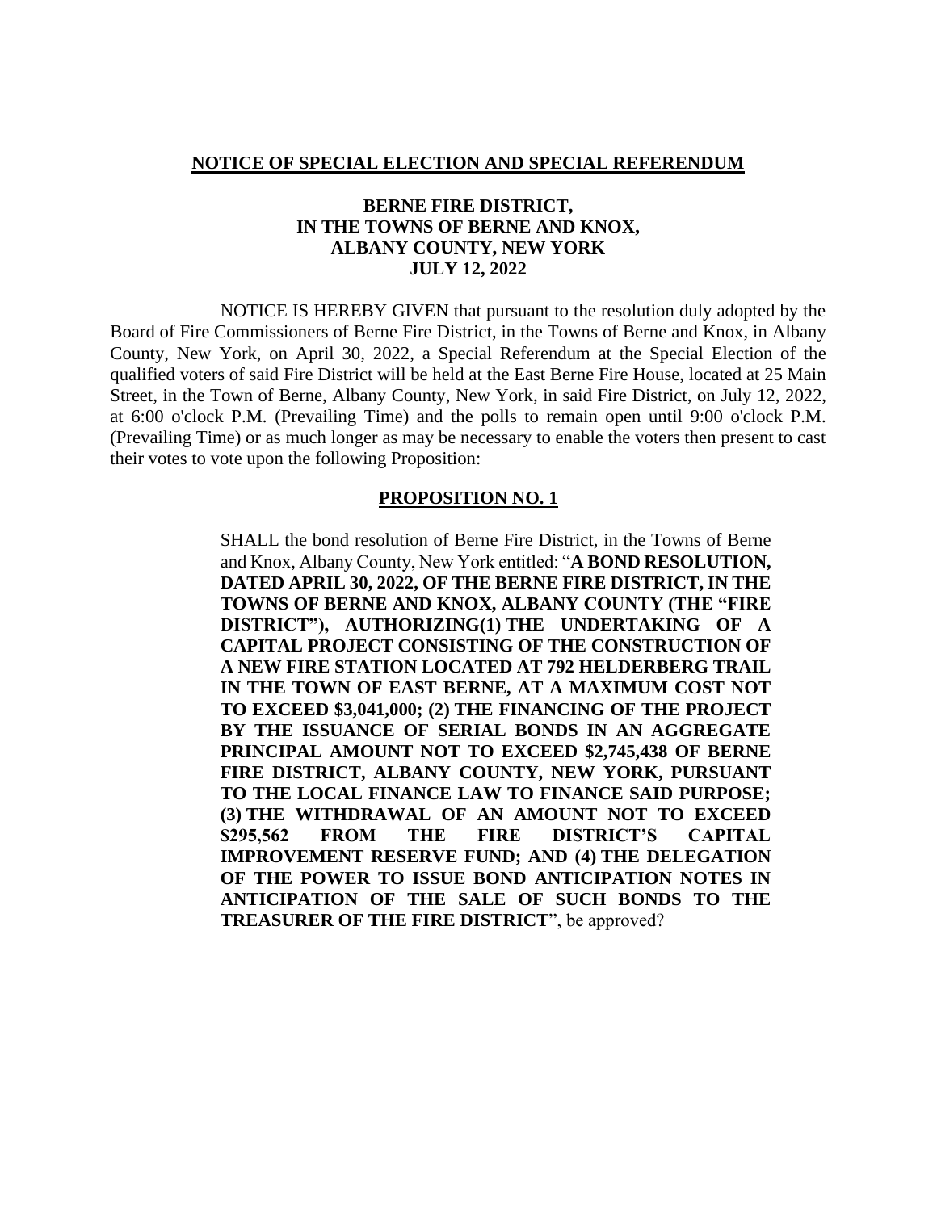**NOTICE OF SPECIAL ELECTION AND SPECIAL REFERENDUM**

**BERNE FIRE DISTRICT,**
**IN THE TOWNS OF BERNE AND KNOX,**
**ALBANY COUNTY, NEW YORK**
**JULY 12, 2022**

NOTICE IS HEREBY GIVEN that pursuant to the resolution duly adopted by the Board of Fire Commissioners of Berne Fire District, in the Towns of Berne and Knox, in Albany County, New York, on April 30, 2022, a Special Referendum at the Special Election of the qualified voters of said Fire District will be held at the East Berne Fire House, located at 25 Main Street, in the Town of Berne, Albany County, New York, in said Fire District, on July 12, 2022, at 6:00 o'clock P.M. (Prevailing Time) and the polls to remain open until 9:00 o'clock P.M. (Prevailing Time) or as much longer as may be necessary to enable the voters then present to cast their votes to vote upon the following Proposition:

**PROPOSITION NO. 1**

> SHALL the bond resolution of Berne Fire District, in the Towns of Berne and Knox, Albany County, New York entitled: "**A BOND RESOLUTION, DATED APRIL 30, 2022, OF THE BERNE FIRE DISTRICT, IN THE TOWNS OF BERNE AND KNOX, ALBANY COUNTY (THE "FIRE DISTRICT"), AUTHORIZING (1) THE UNDERTAKING OF A CAPITAL PROJECT CONSISTING OF THE CONSTRUCTION OF A NEW FIRE STATION LOCATED AT 792 HELDERBERG TRAIL IN THE TOWN OF EAST BERNE, AT A MAXIMUM COST NOT TO EXCEED $3,041,000; (2) THE FINANCING OF THE PROJECT BY THE ISSUANCE OF SERIAL BONDS IN AN AGGREGATE PRINCIPAL AMOUNT NOT TO EXCEED $2,745,438 OF BERNE FIRE DISTRICT, ALBANY COUNTY, NEW YORK, PURSUANT TO THE LOCAL FINANCE LAW TO FINANCE SAID PURPOSE; (3) THE WITHDRAWAL OF AN AMOUNT NOT TO EXCEED $295,562 FROM THE FIRE DISTRICT'S CAPITAL IMPROVEMENT RESERVE FUND; AND (4) THE DELEGATION OF THE POWER TO ISSUE BOND ANTICIPATION NOTES IN ANTICIPATION OF THE SALE OF SUCH BONDS TO THE TREASURER OF THE FIRE DISTRICT**", be approved?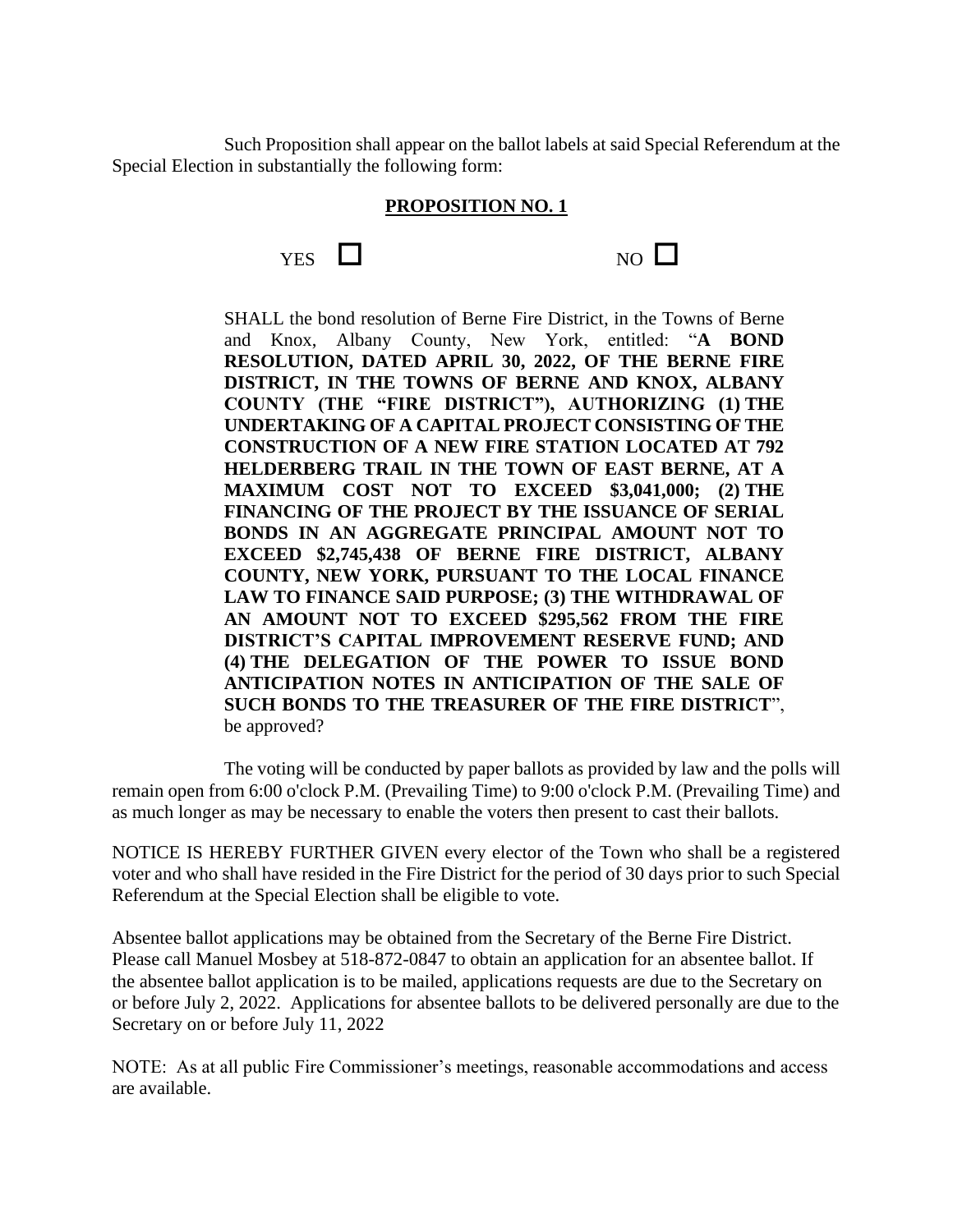Such Proposition shall appear on the ballot labels at said Special Referendum at the Special Election in substantially the following form:

**PROPOSITION NO. 1**

YES ☐ NO ☐

SHALL the bond resolution of Berne Fire District, in the Towns of Berne and Knox, Albany County, New York, entitled: "**A BOND RESOLUTION, DATED APRIL 30, 2022, OF THE BERNE FIRE DISTRICT, IN THE TOWNS OF BERNE AND KNOX, ALBANY COUNTY (THE "FIRE DISTRICT"), AUTHORIZING (1) THE UNDERTAKING OF A CAPITAL PROJECT CONSISTING OF THE CONSTRUCTION OF A NEW FIRE STATION LOCATED AT 792 HELDERBERG TRAIL IN THE TOWN OF EAST BERNE, AT A MAXIMUM COST NOT TO EXCEED $3,041,000; (2) THE FINANCING OF THE PROJECT BY THE ISSUANCE OF SERIAL BONDS IN AN AGGREGATE PRINCIPAL AMOUNT NOT TO EXCEED $2,745,438 OF BERNE FIRE DISTRICT, ALBANY COUNTY, NEW YORK, PURSUANT TO THE LOCAL FINANCE LAW TO FINANCE SAID PURPOSE; (3) THE WITHDRAWAL OF AN AMOUNT NOT TO EXCEED $295,562 FROM THE FIRE DISTRICT'S CAPITAL IMPROVEMENT RESERVE FUND; AND (4) THE DELEGATION OF THE POWER TO ISSUE BOND ANTICIPATION NOTES IN ANTICIPATION OF THE SALE OF SUCH BONDS TO THE TREASURER OF THE FIRE DISTRICT**", be approved?

The voting will be conducted by paper ballots as provided by law and the polls will remain open from 6:00 o'clock P.M. (Prevailing Time) to 9:00 o'clock P.M. (Prevailing Time) and as much longer as may be necessary to enable the voters then present to cast their ballots.

NOTICE IS HEREBY FURTHER GIVEN every elector of the Town who shall be a registered voter and who shall have resided in the Fire District for the period of 30 days prior to such Special Referendum at the Special Election shall be eligible to vote.

Absentee ballot applications may be obtained from the Secretary of the Berne Fire District. Please call Manuel Mosbey at 518-872-0847 to obtain an application for an absentee ballot. If the absentee ballot application is to be mailed, applications requests are due to the Secretary on or before July 2, 2022. Applications for absentee ballots to be delivered personally are due to the Secretary on or before July 11, 2022

NOTE: As at all public Fire Commissioner's meetings, reasonable accommodations and access are available.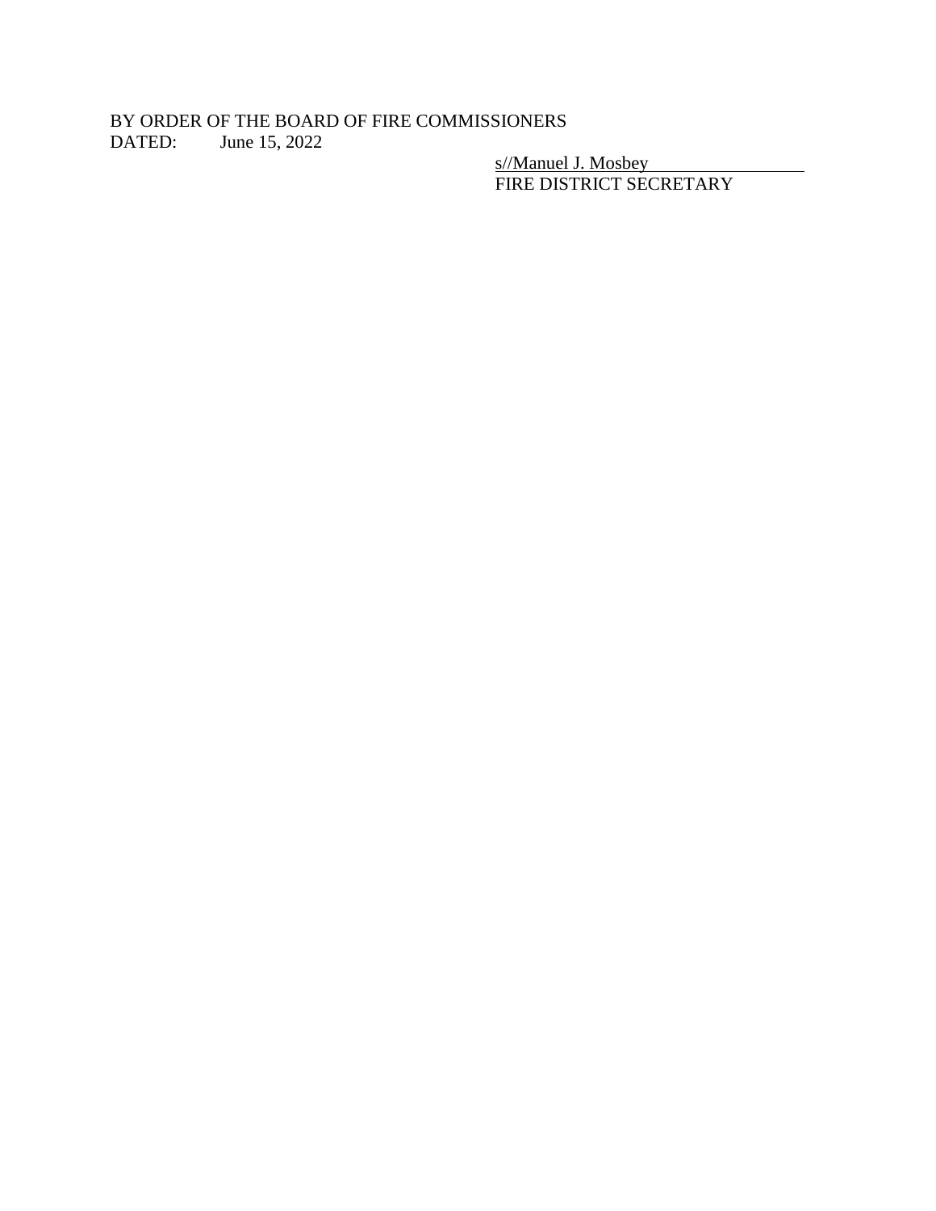BY ORDER OF THE BOARD OF FIRE COMMISSIONERS
DATED: June 15, 2022

s//Manuel J. Mosbey
FIRE DISTRICT SECRETARY